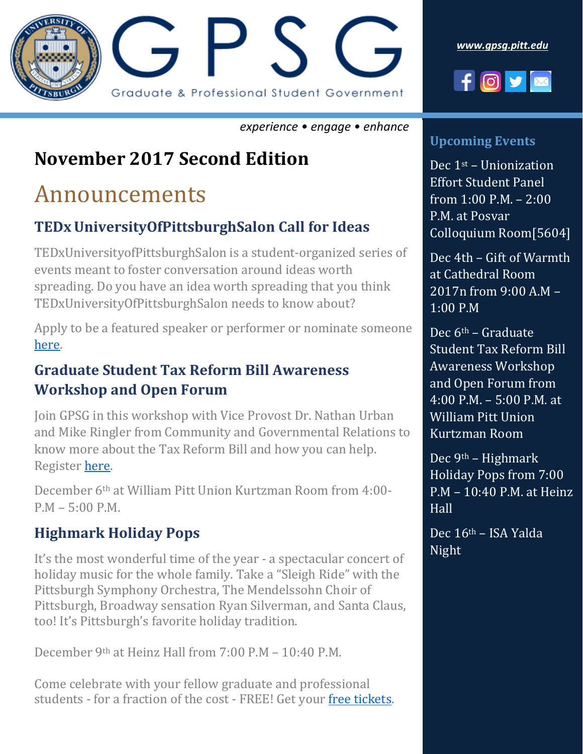# GPSG

Graduate & Professional Student Government

*www.gpsg.pitt.edu*

*experience • engage • enhance*

## November 2017 Second Edition

# Announcements

### TEDx UniversityOfPittsburghSalon Call for Ideas

TEDxUniversityofPittsburghSalon is a student-organized series of events meant to foster conversation around ideas worth spreading. Do you have an idea worth spreading that you think TEDxUniversityOfPittsburghSalon needs to know about?

Apply to be a featured speaker or performer or nominate someone here.

### Graduate Student Tax Reform Bill Awareness Workshop and Open Forum

Join GPSG in this workshop with Vice Provost Dr. Nathan Urban and Mike Ringler from Community and Governmental Relations to know more about the Tax Reform Bill and how you can help. Register here.

December 6th at William Pitt Union Kurtzman Room from 4:00-P.M – 5:00 P.M.

### Highmark Holiday Pops

It's the most wonderful time of the year - a spectacular concert of holiday music for the whole family. Take a "Sleigh Ride" with the Pittsburgh Symphony Orchestra, The Mendelssohn Choir of Pittsburgh, Broadway sensation Ryan Silverman, and Santa Claus, too! It's Pittsburgh's favorite holiday tradition.

December 9th at Heinz Hall from 7:00 P.M – 10:40 P.M.

Come celebrate with your fellow graduate and professional students - for a fraction of the cost - FREE! Get your free tickets.

### Upcoming Events

Dec 1st – Unionization Effort Student Panel from 1:00 P.M. – 2:00 P.M. at Posvar Colloquium Room[5604]

Dec 4th – Gift of Warmth at Cathedral Room 2017n from 9:00 A.M – 1:00 P.M

Dec 6th – Graduate Student Tax Reform Bill Awareness Workshop and Open Forum from 4:00 P.M. – 5:00 P.M. at William Pitt Union Kurtzman Room

Dec 9th – Highmark Holiday Pops from 7:00 P.M – 10:40 P.M. at Heinz Hall

Dec 16th – ISA Yalda Night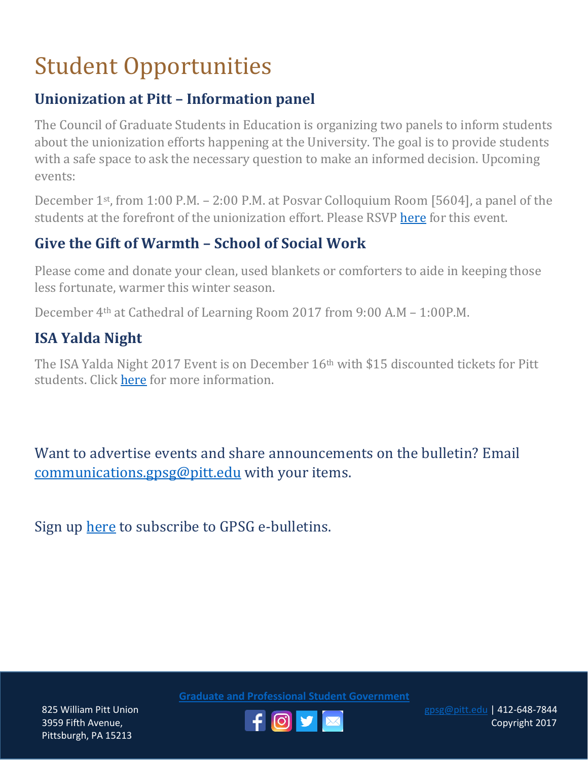# Student Opportunities

## Unionization at Pitt – Information panel

The Council of Graduate Students in Education is organizing two panels to inform students about the unionization efforts happening at the University. The goal is to provide students with a safe space to ask the necessary question to make an informed decision. Upcoming events:

December 1st, from 1:00 P.M. – 2:00 P.M. at Posvar Colloquium Room [5604], a panel of the students at the forefront of the unionization effort. Please RSVP here for this event.

## Give the Gift of Warmth – School of Social Work

Please come and donate your clean, used blankets or comforters to aide in keeping those less fortunate, warmer this winter season.

December 4th at Cathedral of Learning Room 2017 from 9:00 A.M – 1:00P.M.

## ISA Yalda Night

The ISA Yalda Night 2017 Event is on December 16th with $15 discounted tickets for Pitt students. Click here for more information.

Want to advertise events and share announcements on the bulletin? Email communications.gpsg@pitt.edu with your items.

Sign up here to subscribe to GPSG e-bulletins.

825 William Pitt Union
3959 Fifth Avenue,
Pittsburgh, PA 15213

Graduate and Professional Student Government

gpsg@pitt.edu | 412-648-7844
Copyright 2017